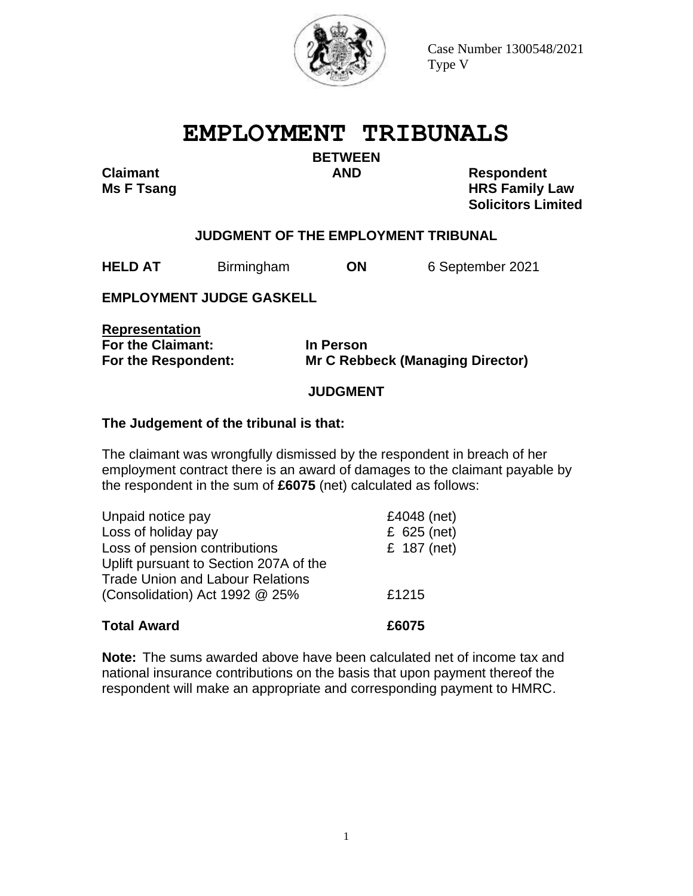Case Number 1300548/2021
Type V

# EMPLOYMENT TRIBUNALS

**BETWEEN**

| **Claimant** | **AND** | **Respondent** |
|---|---|---|
| **Ms F Tsang** | | **HRS Family Law Solicitors Limited** |

## JUDGMENT OF THE EMPLOYMENT TRIBUNAL

**HELD AT** Birmingham **ON** 6 September 2021

**EMPLOYMENT JUDGE GASKELL**

**Representation**
**For the Claimant:** **In Person**
**For the Respondent:** **Mr C Rebbeck (Managing Director)**

## JUDGMENT

**The Judgement of the tribunal is that:**

The claimant was wrongfully dismissed by the respondent in breach of her employment contract there is an award of damages to the claimant payable by the respondent in the sum of **£6075** (net) calculated as follows:

| | |
|---|---|
| Unpaid notice pay | £4048 (net) |
| Loss of holiday pay | £ 625 (net) |
| Loss of pension contributions | £ 187 (net) |
| Uplift pursuant to Section 207A of the Trade Union and Labour Relations (Consolidation) Act 1992 @ 25% | £1215 |
| **Total Award** | **£6075** |

**Note:** The sums awarded above have been calculated net of income tax and national insurance contributions on the basis that upon payment thereof the respondent will make an appropriate and corresponding payment to HMRC.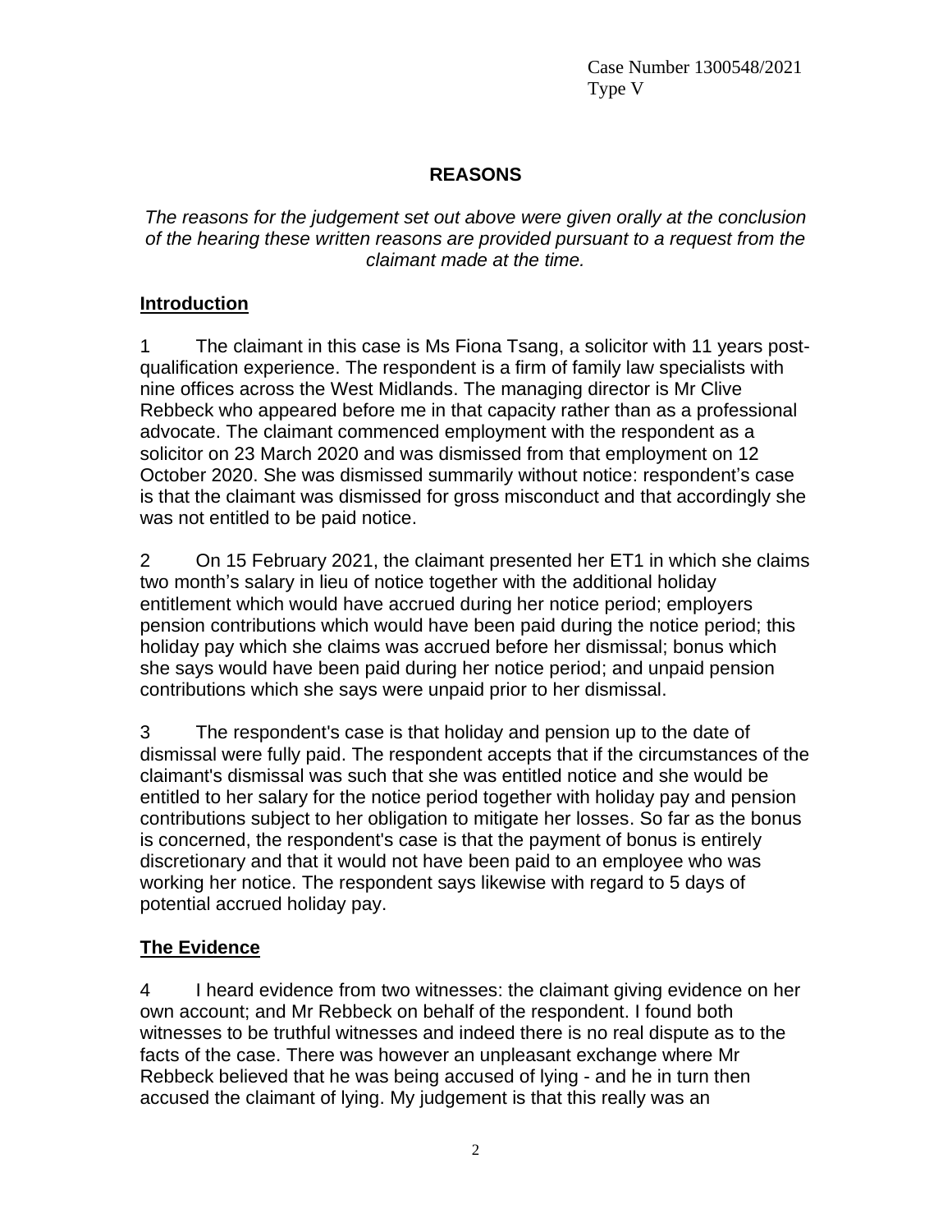Case Number 1300548/2021
Type V

## REASONS

*The reasons for the judgement set out above were given orally at the conclusion of the hearing these written reasons are provided pursuant to a request from the claimant made at the time.*

### Introduction

1 The claimant in this case is Ms Fiona Tsang, a solicitor with 11 years post-qualification experience. The respondent is a firm of family law specialists with nine offices across the West Midlands. The managing director is Mr Clive Rebbeck who appeared before me in that capacity rather than as a professional advocate. The claimant commenced employment with the respondent as a solicitor on 23 March 2020 and was dismissed from that employment on 12 October 2020. She was dismissed summarily without notice: respondent's case is that the claimant was dismissed for gross misconduct and that accordingly she was not entitled to be paid notice.

2 On 15 February 2021, the claimant presented her ET1 in which she claims two month's salary in lieu of notice together with the additional holiday entitlement which would have accrued during her notice period; employers pension contributions which would have been paid during the notice period; this holiday pay which she claims was accrued before her dismissal; bonus which she says would have been paid during her notice period; and unpaid pension contributions which she says were unpaid prior to her dismissal.

3 The respondent's case is that holiday and pension up to the date of dismissal were fully paid. The respondent accepts that if the circumstances of the claimant's dismissal was such that she was entitled notice and she would be entitled to her salary for the notice period together with holiday pay and pension contributions subject to her obligation to mitigate her losses. So far as the bonus is concerned, the respondent's case is that the payment of bonus is entirely discretionary and that it would not have been paid to an employee who was working her notice. The respondent says likewise with regard to 5 days of potential accrued holiday pay.

### The Evidence

4 I heard evidence from two witnesses: the claimant giving evidence on her own account; and Mr Rebbeck on behalf of the respondent. I found both witnesses to be truthful witnesses and indeed there is no real dispute as to the facts of the case. There was however an unpleasant exchange where Mr Rebbeck believed that he was being accused of lying - and he in turn then accused the claimant of lying. My judgement is that this really was an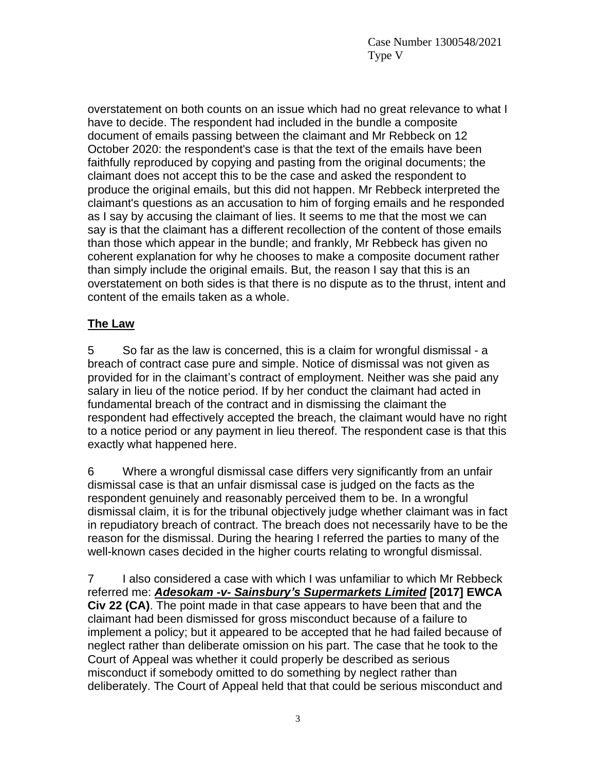overstatement on both counts on an issue which had no great relevance to what I have to decide. The respondent had included in the bundle a composite document of emails passing between the claimant and Mr Rebbeck on 12 October 2020: the respondent's case is that the text of the emails have been faithfully reproduced by copying and pasting from the original documents; the claimant does not accept this to be the case and asked the respondent to produce the original emails, but this did not happen. Mr Rebbeck interpreted the claimant's questions as an accusation to him of forging emails and he responded as I say by accusing the claimant of lies. It seems to me that the most we can say is that the claimant has a different recollection of the content of those emails than those which appear in the bundle; and frankly, Mr Rebbeck has given no coherent explanation for why he chooses to make a composite document rather than simply include the original emails. But, the reason I say that this is an overstatement on both sides is that there is no dispute as to the thrust, intent and content of the emails taken as a whole.

## The Law

5 So far as the law is concerned, this is a claim for wrongful dismissal - a breach of contract case pure and simple. Notice of dismissal was not given as provided for in the claimant's contract of employment. Neither was she paid any salary in lieu of the notice period. If by her conduct the claimant had acted in fundamental breach of the contract and in dismissing the claimant the respondent had effectively accepted the breach, the claimant would have no right to a notice period or any payment in lieu thereof. The respondent case is that this exactly what happened here.

6 Where a wrongful dismissal case differs very significantly from an unfair dismissal case is that an unfair dismissal case is judged on the facts as the respondent genuinely and reasonably perceived them to be. In a wrongful dismissal claim, it is for the tribunal objectively judge whether claimant was in fact in repudiatory breach of contract. The breach does not necessarily have to be the reason for the dismissal. During the hearing I referred the parties to many of the well-known cases decided in the higher courts relating to wrongful dismissal.

7 I also considered a case with which I was unfamiliar to which Mr Rebbeck referred me: ***Adesokam -v- Sainsbury's Supermarkets Limited*** **[2017] EWCA Civ 22 (CA)**. The point made in that case appears to have been that and the claimant had been dismissed for gross misconduct because of a failure to implement a policy; but it appeared to be accepted that he had failed because of neglect rather than deliberate omission on his part. The case that he took to the Court of Appeal was whether it could properly be described as serious misconduct if somebody omitted to do something by neglect rather than deliberately. The Court of Appeal held that that could be serious misconduct and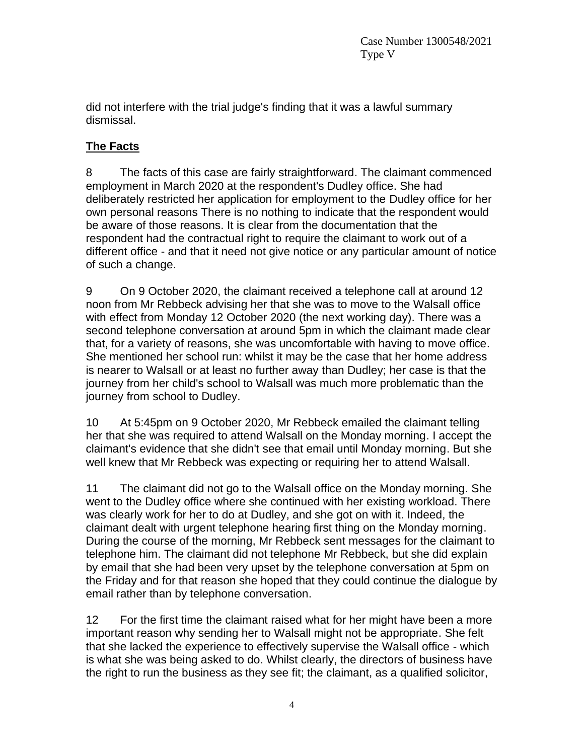did not interfere with the trial judge's finding that it was a lawful summary dismissal.

## The Facts

8 The facts of this case are fairly straightforward. The claimant commenced employment in March 2020 at the respondent's Dudley office. She had deliberately restricted her application for employment to the Dudley office for her own personal reasons There is no nothing to indicate that the respondent would be aware of those reasons. It is clear from the documentation that the respondent had the contractual right to require the claimant to work out of a different office - and that it need not give notice or any particular amount of notice of such a change.

9 On 9 October 2020, the claimant received a telephone call at around 12 noon from Mr Rebbeck advising her that she was to move to the Walsall office with effect from Monday 12 October 2020 (the next working day). There was a second telephone conversation at around 5pm in which the claimant made clear that, for a variety of reasons, she was uncomfortable with having to move office. She mentioned her school run: whilst it may be the case that her home address is nearer to Walsall or at least no further away than Dudley; her case is that the journey from her child's school to Walsall was much more problematic than the journey from school to Dudley.

10 At 5:45pm on 9 October 2020, Mr Rebbeck emailed the claimant telling her that she was required to attend Walsall on the Monday morning. I accept the claimant's evidence that she didn't see that email until Monday morning. But she well knew that Mr Rebbeck was expecting or requiring her to attend Walsall.

11 The claimant did not go to the Walsall office on the Monday morning. She went to the Dudley office where she continued with her existing workload. There was clearly work for her to do at Dudley, and she got on with it. Indeed, the claimant dealt with urgent telephone hearing first thing on the Monday morning. During the course of the morning, Mr Rebbeck sent messages for the claimant to telephone him. The claimant did not telephone Mr Rebbeck, but she did explain by email that she had been very upset by the telephone conversation at 5pm on the Friday and for that reason she hoped that they could continue the dialogue by email rather than by telephone conversation.

12 For the first time the claimant raised what for her might have been a more important reason why sending her to Walsall might not be appropriate. She felt that she lacked the experience to effectively supervise the Walsall office - which is what she was being asked to do. Whilst clearly, the directors of business have the right to run the business as they see fit; the claimant, as a qualified solicitor,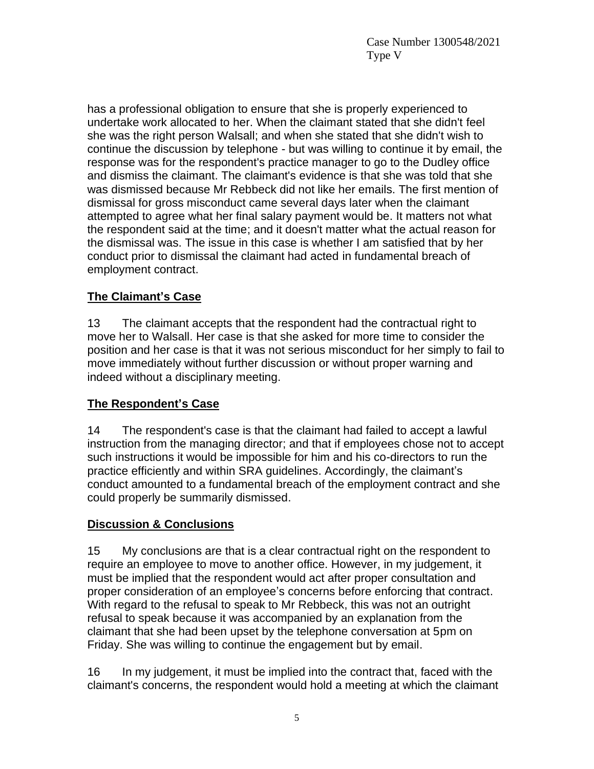has a professional obligation to ensure that she is properly experienced to undertake work allocated to her. When the claimant stated that she didn't feel she was the right person Walsall; and when she stated that she didn't wish to continue the discussion by telephone - but was willing to continue it by email, the response was for the respondent's practice manager to go to the Dudley office and dismiss the claimant. The claimant's evidence is that she was told that she was dismissed because Mr Rebbeck did not like her emails. The first mention of dismissal for gross misconduct came several days later when the claimant attempted to agree what her final salary payment would be. It matters not what the respondent said at the time; and it doesn't matter what the actual reason for the dismissal was. The issue in this case is whether I am satisfied that by her conduct prior to dismissal the claimant had acted in fundamental breach of employment contract.

## The Claimant's Case

13 The claimant accepts that the respondent had the contractual right to move her to Walsall. Her case is that she asked for more time to consider the position and her case is that it was not serious misconduct for her simply to fail to move immediately without further discussion or without proper warning and indeed without a disciplinary meeting.

## The Respondent's Case

14 The respondent's case is that the claimant had failed to accept a lawful instruction from the managing director; and that if employees chose not to accept such instructions it would be impossible for him and his co-directors to run the practice efficiently and within SRA guidelines. Accordingly, the claimant's conduct amounted to a fundamental breach of the employment contract and she could properly be summarily dismissed.

## Discussion & Conclusions

15 My conclusions are that is a clear contractual right on the respondent to require an employee to move to another office. However, in my judgement, it must be implied that the respondent would act after proper consultation and proper consideration of an employee's concerns before enforcing that contract. With regard to the refusal to speak to Mr Rebbeck, this was not an outright refusal to speak because it was accompanied by an explanation from the claimant that she had been upset by the telephone conversation at 5pm on Friday. She was willing to continue the engagement but by email.

16 In my judgement, it must be implied into the contract that, faced with the claimant's concerns, the respondent would hold a meeting at which the claimant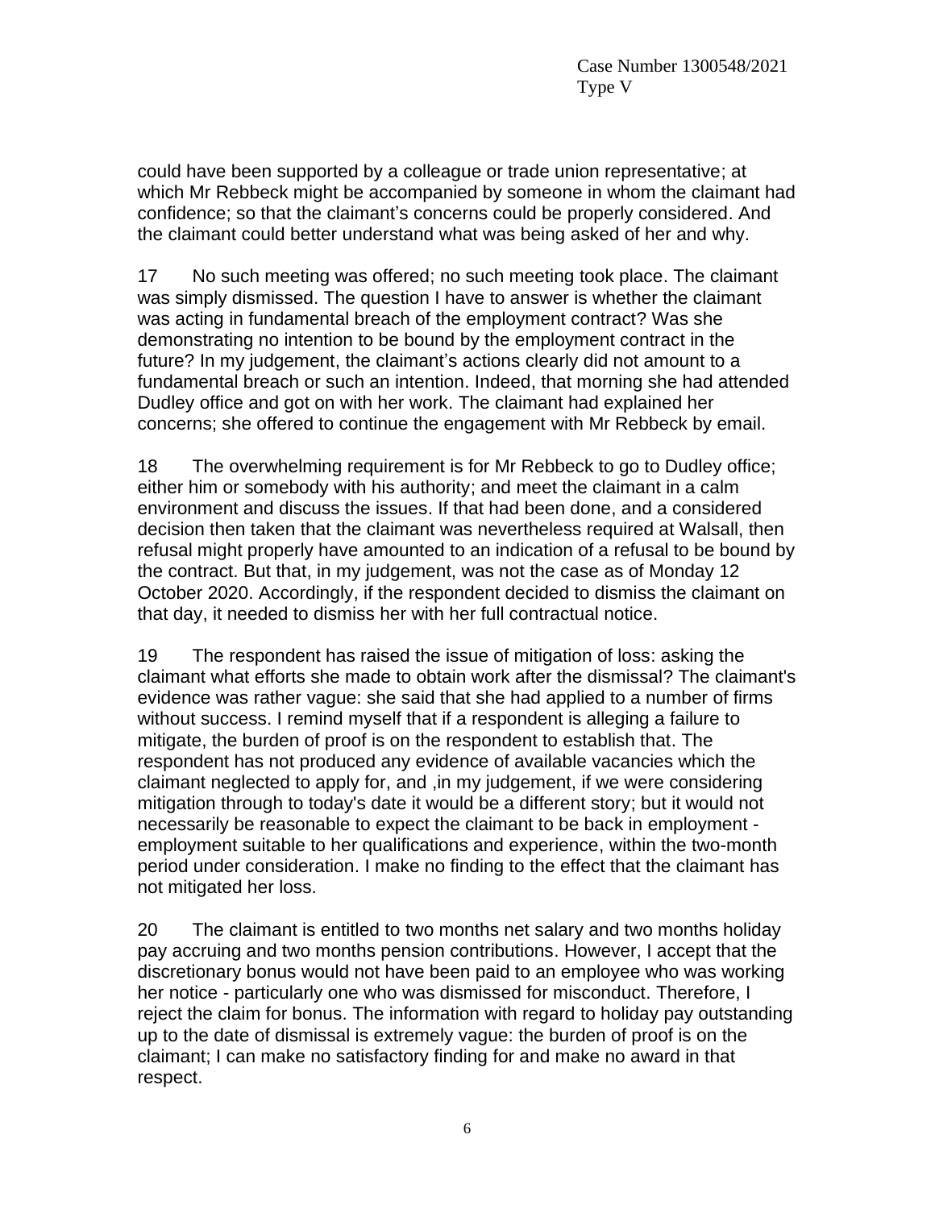could have been supported by a colleague or trade union representative; at which Mr Rebbeck might be accompanied by someone in whom the claimant had confidence; so that the claimant's concerns could be properly considered. And the claimant could better understand what was being asked of her and why.

17 No such meeting was offered; no such meeting took place. The claimant was simply dismissed. The question I have to answer is whether the claimant was acting in fundamental breach of the employment contract? Was she demonstrating no intention to be bound by the employment contract in the future? In my judgement, the claimant's actions clearly did not amount to a fundamental breach or such an intention. Indeed, that morning she had attended Dudley office and got on with her work. The claimant had explained her concerns; she offered to continue the engagement with Mr Rebbeck by email.

18 The overwhelming requirement is for Mr Rebbeck to go to Dudley office; either him or somebody with his authority; and meet the claimant in a calm environment and discuss the issues. If that had been done, and a considered decision then taken that the claimant was nevertheless required at Walsall, then refusal might properly have amounted to an indication of a refusal to be bound by the contract. But that, in my judgement, was not the case as of Monday 12 October 2020. Accordingly, if the respondent decided to dismiss the claimant on that day, it needed to dismiss her with her full contractual notice.

19 The respondent has raised the issue of mitigation of loss: asking the claimant what efforts she made to obtain work after the dismissal? The claimant's evidence was rather vague: she said that she had applied to a number of firms without success. I remind myself that if a respondent is alleging a failure to mitigate, the burden of proof is on the respondent to establish that. The respondent has not produced any evidence of available vacancies which the claimant neglected to apply for, and ,in my judgement, if we were considering mitigation through to today's date it would be a different story; but it would not necessarily be reasonable to expect the claimant to be back in employment - employment suitable to her qualifications and experience, within the two-month period under consideration. I make no finding to the effect that the claimant has not mitigated her loss.

20 The claimant is entitled to two months net salary and two months holiday pay accruing and two months pension contributions. However, I accept that the discretionary bonus would not have been paid to an employee who was working her notice - particularly one who was dismissed for misconduct. Therefore, I reject the claim for bonus. The information with regard to holiday pay outstanding up to the date of dismissal is extremely vague: the burden of proof is on the claimant; I can make no satisfactory finding for and make no award in that respect.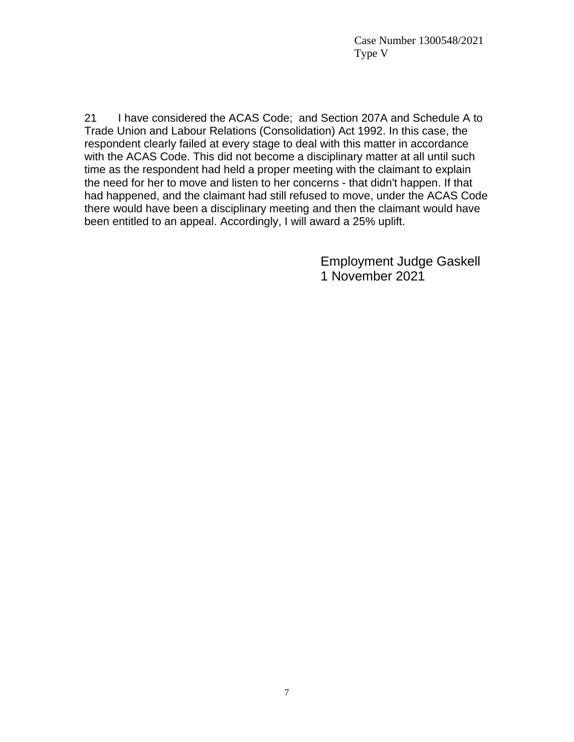21 I have considered the ACAS Code; and Section 207A and Schedule A to Trade Union and Labour Relations (Consolidation) Act 1992. In this case, the respondent clearly failed at every stage to deal with this matter in accordance with the ACAS Code. This did not become a disciplinary matter at all until such time as the respondent had held a proper meeting with the claimant to explain the need for her to move and listen to her concerns - that didn't happen. If that had happened, and the claimant had still refused to move, under the ACAS Code there would have been a disciplinary meeting and then the claimant would have been entitled to an appeal. Accordingly, I will award a 25% uplift.

Employment Judge Gaskell
1 November 2021